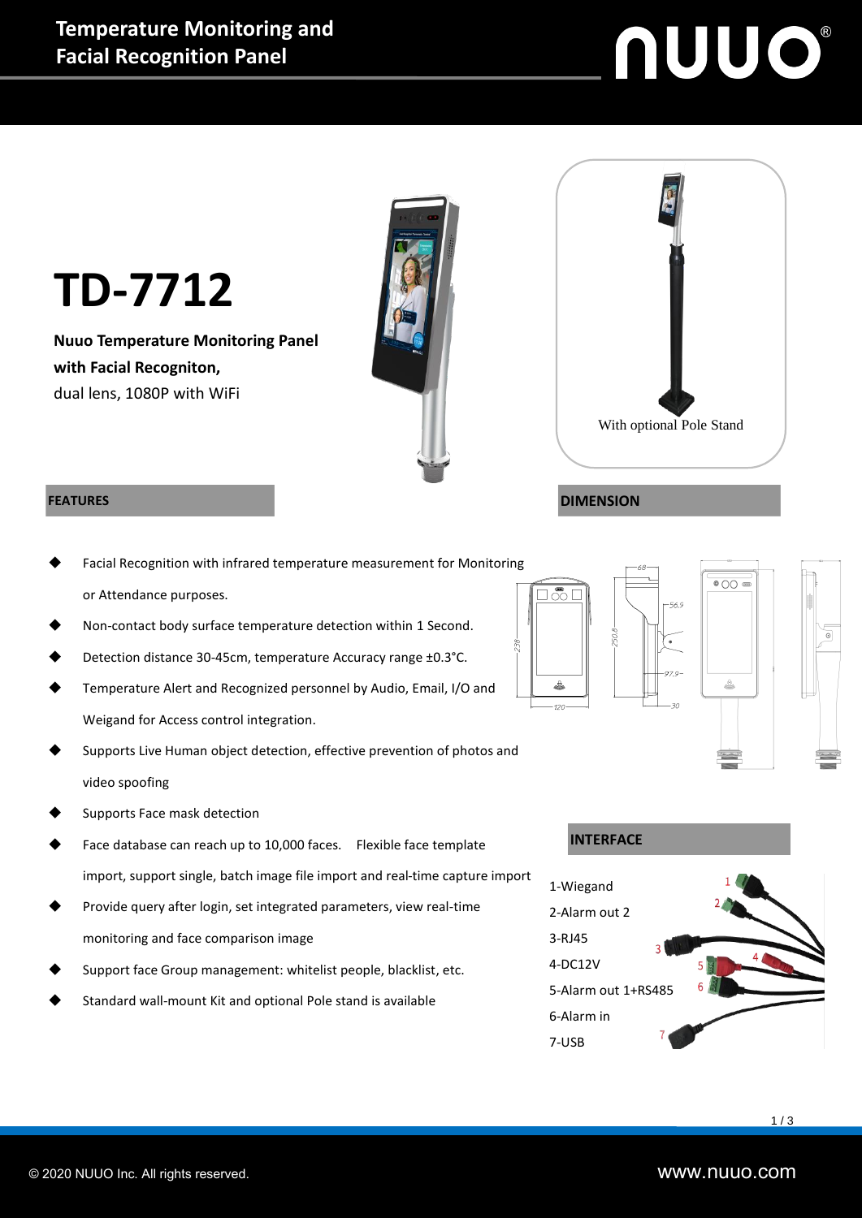# Temperature Monitoring and Facial Recognition Panel

# TD-7712

**Nuuo Temperature Monitoring Panel with Facial Recogniton,**
dual lens, 1080P with WiFi

With optional Pole Stand

## FEATURES

- Facial Recognition with infrared temperature measurement for Monitoring or Attendance purposes.
- Non-contact body surface temperature detection within 1 Second.
- Detection distance 30-45cm, temperature Accuracy range ±0.3°C.
- Temperature Alert and Recognized personnel by Audio, Email, I/O and Weigand for Access control integration.
- Supports Live Human object detection, effective prevention of photos and video spoofing
- Supports Face mask detection
- Face database can reach up to 10,000 faces. Flexible face template import, support single, batch image file import and real-time capture import
- Provide query after login, set integrated parameters, view real-time monitoring and face comparison image
- Support face Group management: whitelist people, blacklist, etc.
- Standard wall-mount Kit and optional Pole stand is available

## DIMENSION

68, 56.9, 238, 250.8, 97.9, 120, 30

## INTERFACE

1-Wiegand
2-Alarm out 2
3-RJ45
4-DC12V
5-Alarm out 1+RS485
6-Alarm in
7-USB

© 2020 NUUO Inc. All rights reserved.

www.nuuo.com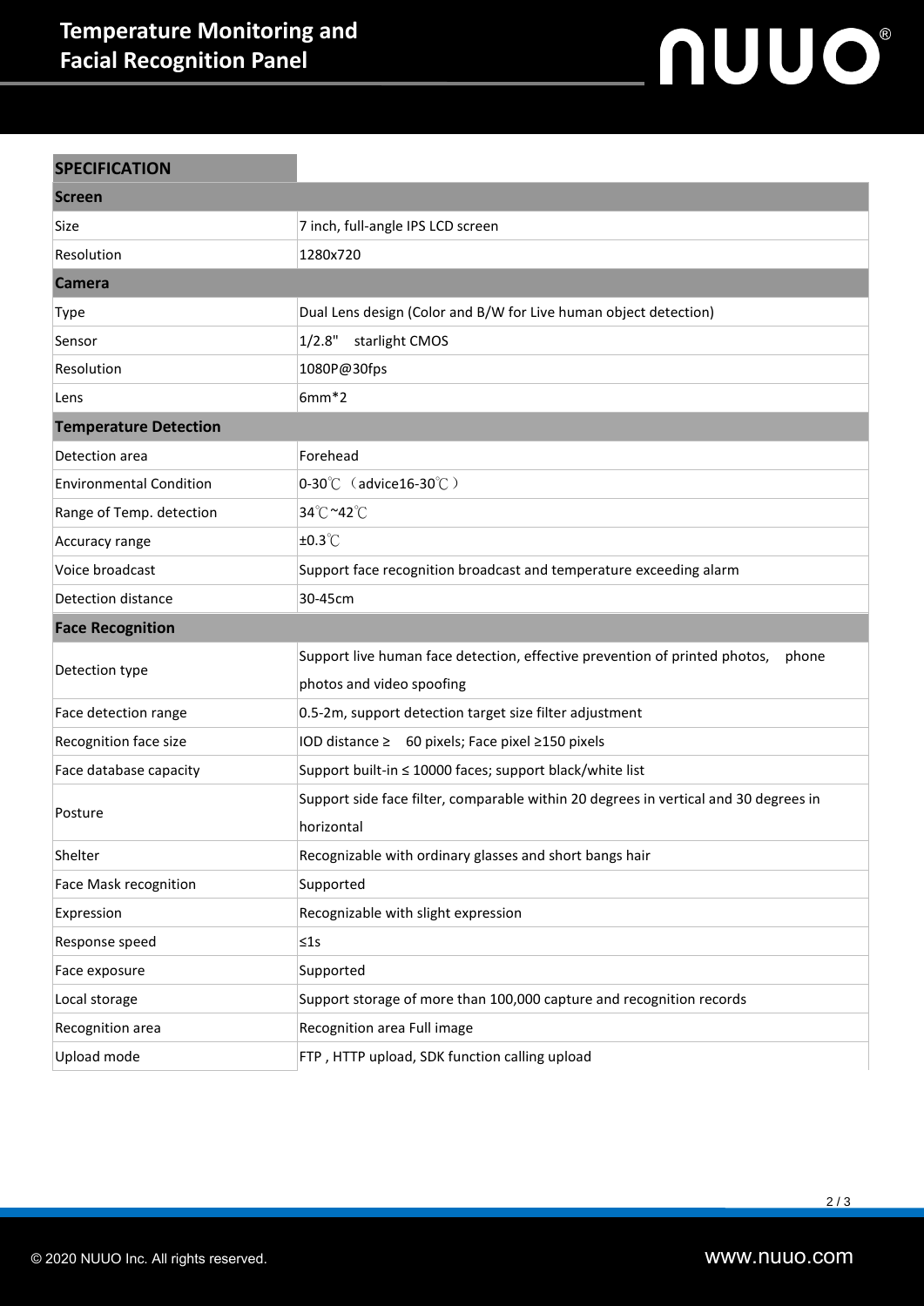# Temperature Monitoring and Facial Recognition Panel

| SPECIFICATION | |
|---|---|
| **Screen** | |
| Size | 7 inch, full-angle IPS LCD screen |
| Resolution | 1280x720 |
| **Camera** | |
| Type | Dual Lens design (Color and B/W for Live human object detection) |
| Sensor | 1/2.8" starlight CMOS |
| Resolution | 1080P@30fps |
| Lens | 6mm*2 |
| **Temperature Detection** | |
| Detection area | Forehead |
| Environmental Condition | 0-30℃ （advice16-30℃） |
| Range of Temp. detection | 34℃~42℃ |
| Accuracy range | ±0.3℃ |
| Voice broadcast | Support face recognition broadcast and temperature exceeding alarm |
| Detection distance | 30-45cm |
| **Face Recognition** | |
| Detection type | Support live human face detection, effective prevention of printed photos, phone photos and video spoofing |
| Face detection range | 0.5-2m, support detection target size filter adjustment |
| Recognition face size | IOD distance ≥ 60 pixels; Face pixel ≥150 pixels |
| Face database capacity | Support built-in ≤ 10000 faces; support black/white list |
| Posture | Support side face filter, comparable within 20 degrees in vertical and 30 degrees in horizontal |
| Shelter | Recognizable with ordinary glasses and short bangs hair |
| Face Mask recognition | Supported |
| Expression | Recognizable with slight expression |
| Response speed | ≤1s |
| Face exposure | Supported |
| Local storage | Support storage of more than 100,000 capture and recognition records |
| Recognition area | Recognition area Full image |
| Upload mode | FTP , HTTP upload, SDK function calling upload |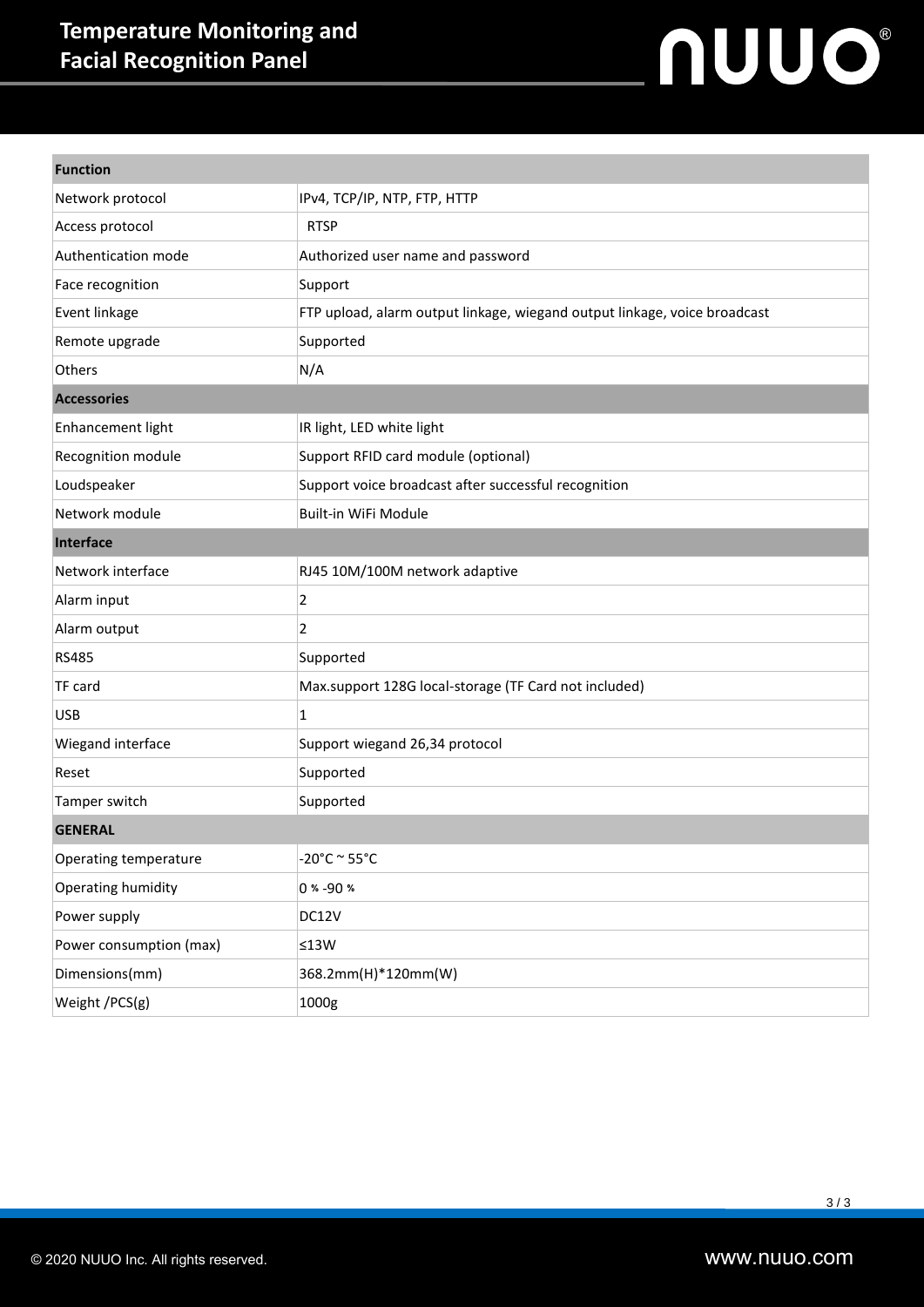| Function | |
|---|---|
| Network protocol | IPv4, TCP/IP, NTP, FTP, HTTP |
| Access protocol | RTSP |
| Authentication mode | Authorized user name and password |
| Face recognition | Support |
| Event linkage | FTP upload, alarm output linkage, wiegand output linkage, voice broadcast |
| Remote upgrade | Supported |
| Others | N/A |
| **Accessories** | |
| Enhancement light | IR light, LED white light |
| Recognition module | Support RFID card module (optional) |
| Loudspeaker | Support voice broadcast after successful recognition |
| Network module | Built-in WiFi Module |
| **Interface** | |
| Network interface | RJ45 10M/100M network adaptive |
| Alarm input | 2 |
| Alarm output | 2 |
| RS485 | Supported |
| TF card | Max.support 128G local-storage (TF Card not included) |
| USB | 1 |
| Wiegand interface | Support wiegand 26,34 protocol |
| Reset | Supported |
| Tamper switch | Supported |
| **GENERAL** | |
| Operating temperature | -20°C ~ 55°C |
| Operating humidity | 0 % -90 % |
| Power supply | DC12V |
| Power consumption (max) | ≤13W |
| Dimensions(mm) | 368.2mm(H)*120mm(W) |
| Weight /PCS(g) | 1000g |